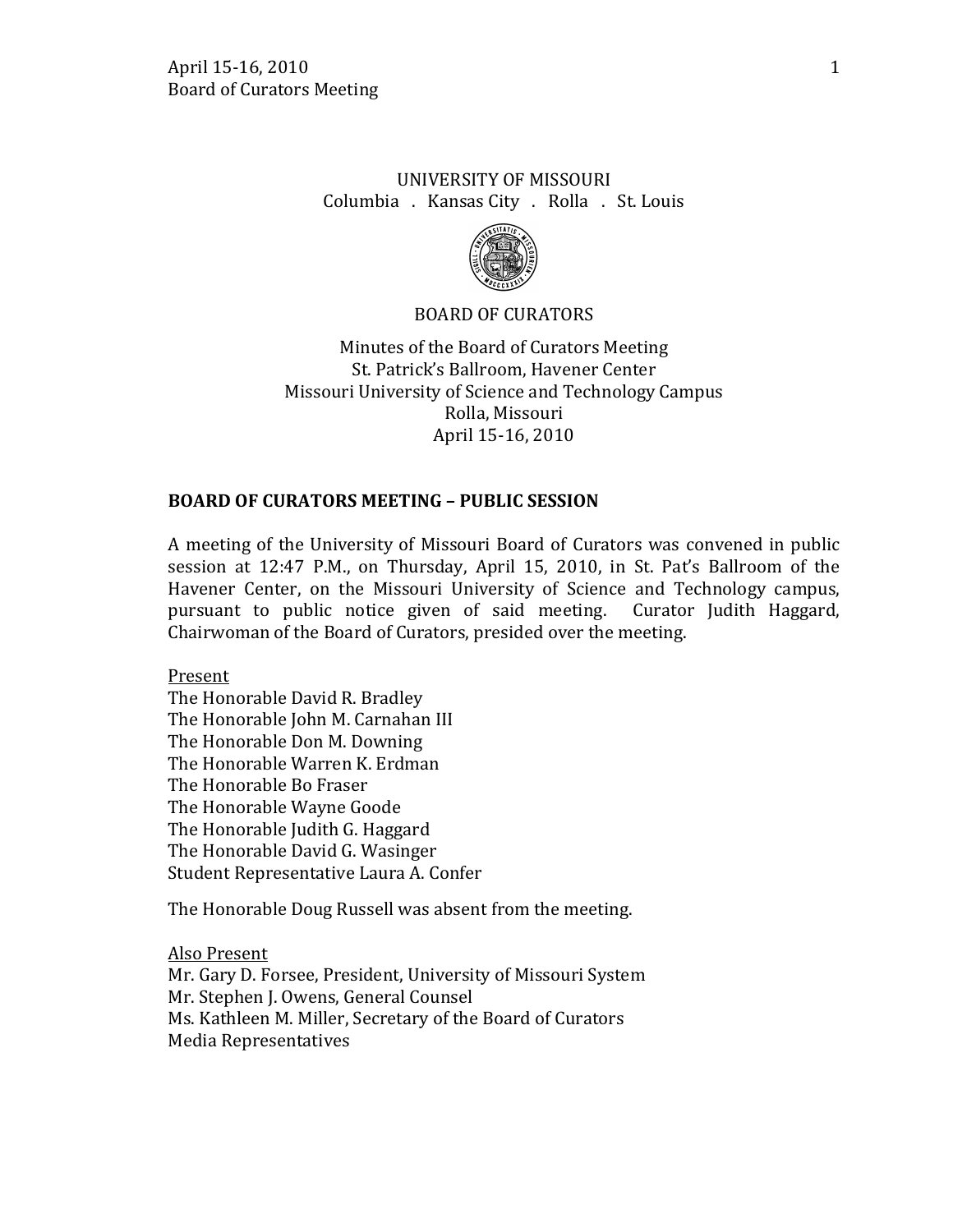UNIVERSITY OF MISSOURI
Columbia . Kansas City . Rolla . St. Louis

BOARD OF CURATORS

Minutes of the Board of Curators Meeting
St. Patrick's Ballroom, Havener Center
Missouri University of Science and Technology Campus
Rolla, Missouri
April 15-16, 2010

## BOARD OF CURATORS MEETING – PUBLIC SESSION

A meeting of the University of Missouri Board of Curators was convened in public session at 12:47 P.M., on Thursday, April 15, 2010, in St. Pat's Ballroom of the Havener Center, on the Missouri University of Science and Technology campus, pursuant to public notice given of said meeting. Curator Judith Haggard, Chairwoman of the Board of Curators, presided over the meeting.

Present
The Honorable David R. Bradley
The Honorable John M. Carnahan III
The Honorable Don M. Downing
The Honorable Warren K. Erdman
The Honorable Bo Fraser
The Honorable Wayne Goode
The Honorable Judith G. Haggard
The Honorable David G. Wasinger
Student Representative Laura A. Confer

The Honorable Doug Russell was absent from the meeting.

Also Present
Mr. Gary D. Forsee, President, University of Missouri System
Mr. Stephen J. Owens, General Counsel
Ms. Kathleen M. Miller, Secretary of the Board of Curators
Media Representatives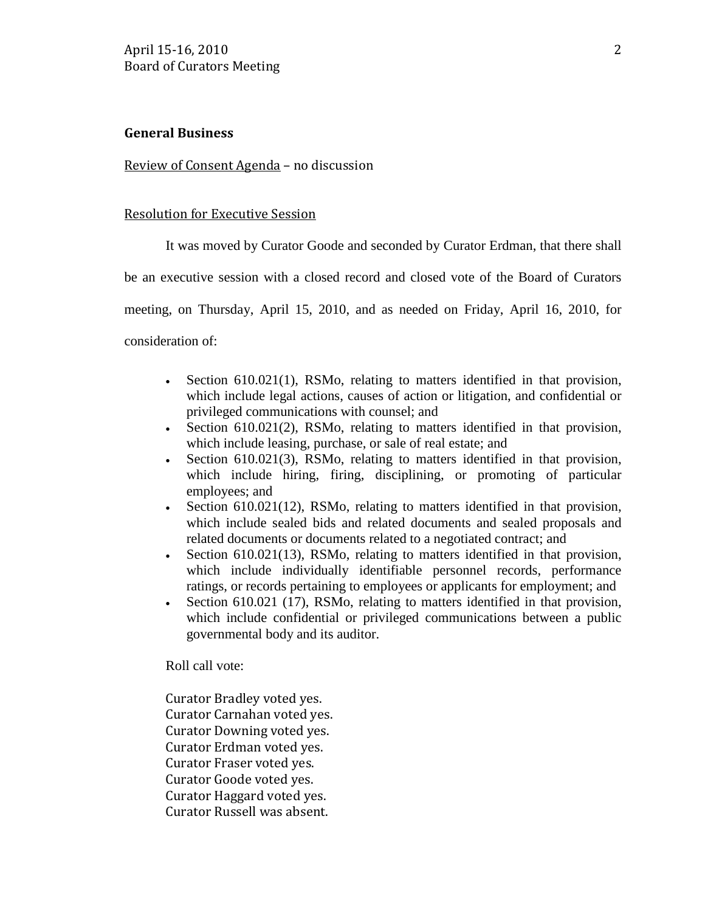## General Business

Review of Consent Agenda – no discussion

Resolution for Executive Session

It was moved by Curator Goode and seconded by Curator Erdman, that there shall be an executive session with a closed record and closed vote of the Board of Curators meeting, on Thursday, April 15, 2010, and as needed on Friday, April 16, 2010, for consideration of:

- Section 610.021(1), RSMo, relating to matters identified in that provision, which include legal actions, causes of action or litigation, and confidential or privileged communications with counsel; and
- Section 610.021(2), RSMo, relating to matters identified in that provision, which include leasing, purchase, or sale of real estate; and
- Section 610.021(3), RSMo, relating to matters identified in that provision, which include hiring, firing, disciplining, or promoting of particular employees; and
- Section 610.021(12), RSMo, relating to matters identified in that provision, which include sealed bids and related documents and sealed proposals and related documents or documents related to a negotiated contract; and
- Section 610.021(13), RSMo, relating to matters identified in that provision, which include individually identifiable personnel records, performance ratings, or records pertaining to employees or applicants for employment; and
- Section 610.021 (17), RSMo, relating to matters identified in that provision, which include confidential or privileged communications between a public governmental body and its auditor.

Roll call vote:

Curator Bradley voted yes.
Curator Carnahan voted yes.
Curator Downing voted yes.
Curator Erdman voted yes.
Curator Fraser voted yes.
Curator Goode voted yes.
Curator Haggard voted yes.
Curator Russell was absent.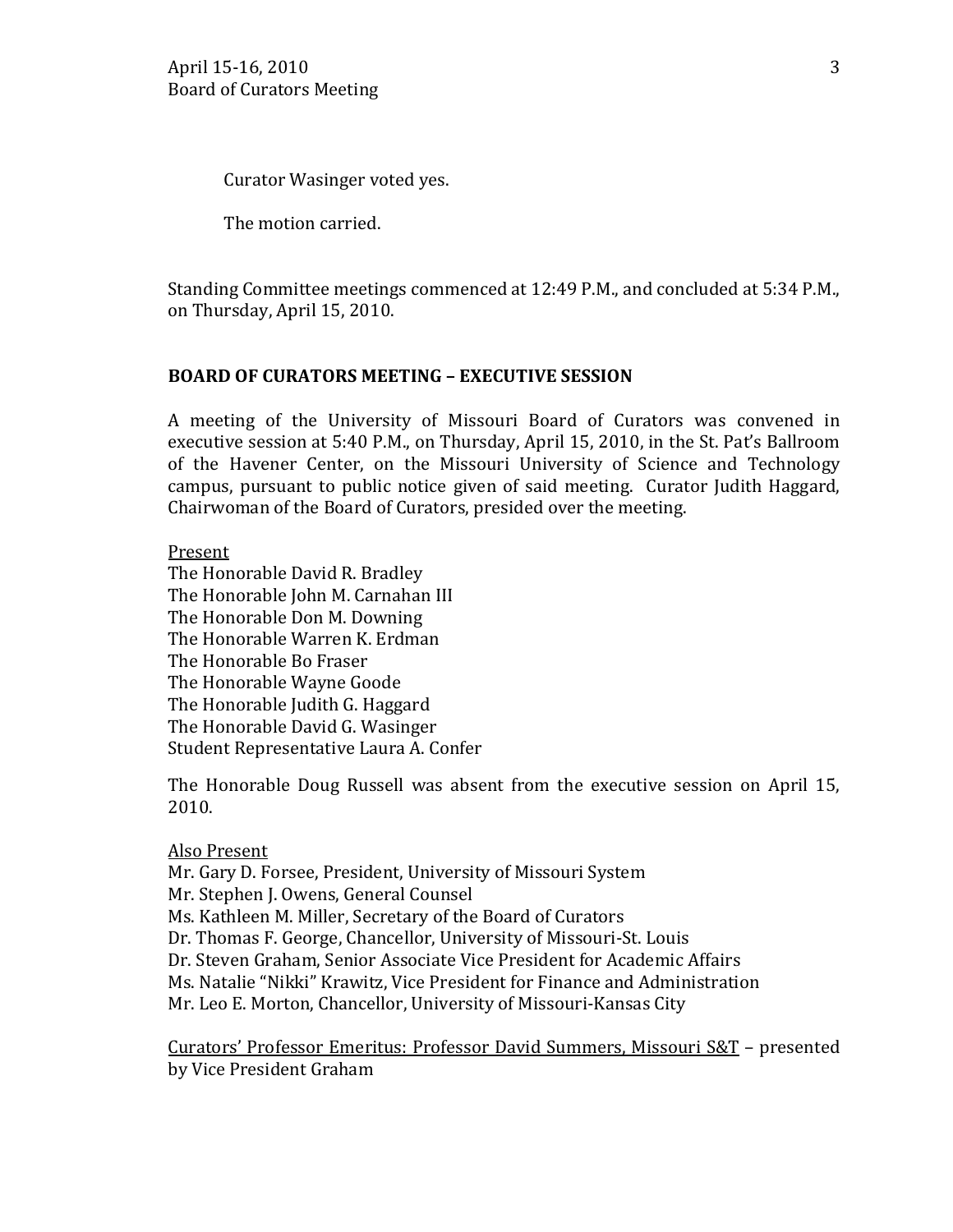Curator Wasinger voted yes.

The motion carried.

Standing Committee meetings commenced at 12:49 P.M., and concluded at 5:34 P.M., on Thursday, April 15, 2010.

## BOARD OF CURATORS MEETING – EXECUTIVE SESSION

A meeting of the University of Missouri Board of Curators was convened in executive session at 5:40 P.M., on Thursday, April 15, 2010, in the St. Pat's Ballroom of the Havener Center, on the Missouri University of Science and Technology campus, pursuant to public notice given of said meeting. Curator Judith Haggard, Chairwoman of the Board of Curators, presided over the meeting.

<u>Present</u>
The Honorable David R. Bradley
The Honorable John M. Carnahan III
The Honorable Don M. Downing
The Honorable Warren K. Erdman
The Honorable Bo Fraser
The Honorable Wayne Goode
The Honorable Judith G. Haggard
The Honorable David G. Wasinger
Student Representative Laura A. Confer

The Honorable Doug Russell was absent from the executive session on April 15, 2010.

<u>Also Present</u>
Mr. Gary D. Forsee, President, University of Missouri System
Mr. Stephen J. Owens, General Counsel
Ms. Kathleen M. Miller, Secretary of the Board of Curators
Dr. Thomas F. George, Chancellor, University of Missouri-St. Louis
Dr. Steven Graham, Senior Associate Vice President for Academic Affairs
Ms. Natalie "Nikki" Krawitz, Vice President for Finance and Administration
Mr. Leo E. Morton, Chancellor, University of Missouri-Kansas City

<u>Curators' Professor Emeritus: Professor David Summers, Missouri S&T</u> – presented by Vice President Graham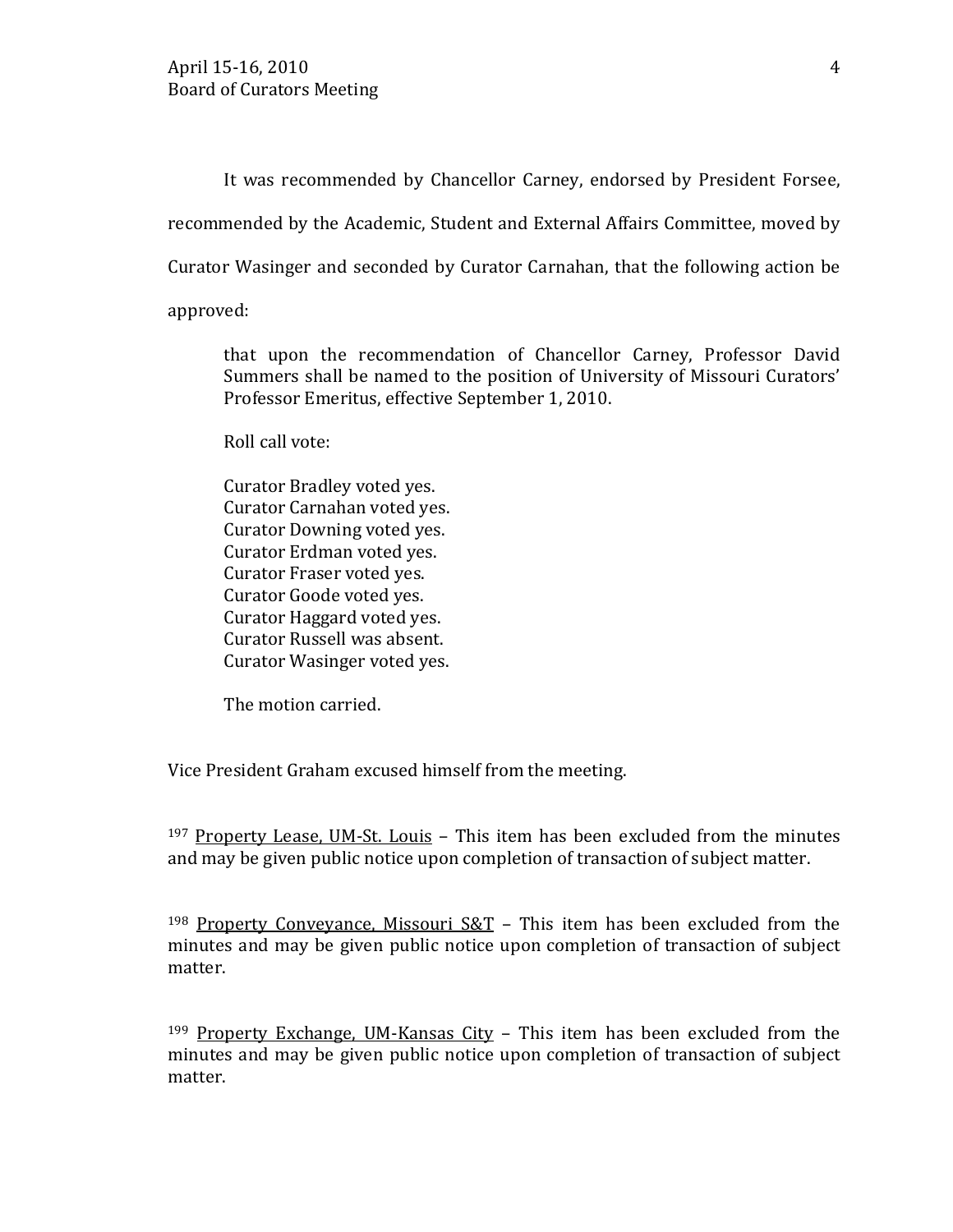It was recommended by Chancellor Carney, endorsed by President Forsee, recommended by the Academic, Student and External Affairs Committee, moved by Curator Wasinger and seconded by Curator Carnahan, that the following action be approved:

> that upon the recommendation of Chancellor Carney, Professor David Summers shall be named to the position of University of Missouri Curators' Professor Emeritus, effective September 1, 2010.
>
> Roll call vote:
>
> Curator Bradley voted yes.
> Curator Carnahan voted yes.
> Curator Downing voted yes.
> Curator Erdman voted yes.
> Curator Fraser voted yes.
> Curator Goode voted yes.
> Curator Haggard voted yes.
> Curator Russell was absent.
> Curator Wasinger voted yes.
>
> The motion carried.

Vice President Graham excused himself from the meeting.

197 Property Lease, UM-St. Louis – This item has been excluded from the minutes and may be given public notice upon completion of transaction of subject matter.

198 Property Conveyance, Missouri S&T – This item has been excluded from the minutes and may be given public notice upon completion of transaction of subject matter.

199 Property Exchange, UM-Kansas City – This item has been excluded from the minutes and may be given public notice upon completion of transaction of subject matter.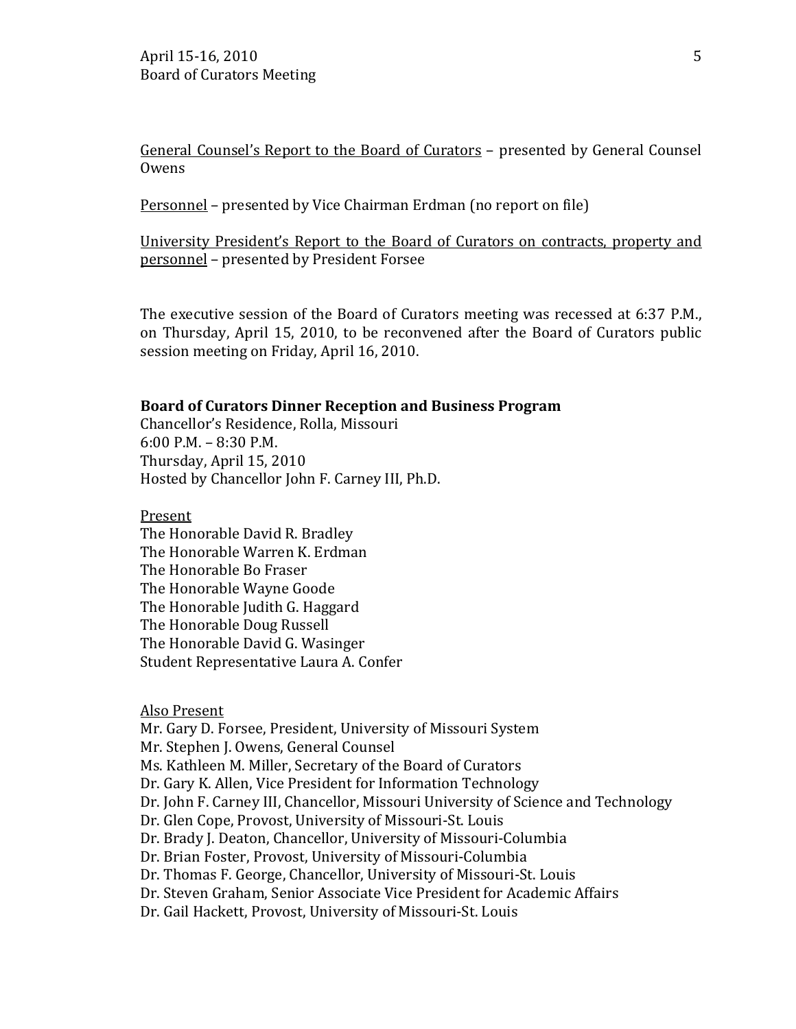General Counsel's Report to the Board of Curators – presented by General Counsel Owens

Personnel – presented by Vice Chairman Erdman (no report on file)

University President's Report to the Board of Curators on contracts, property and personnel – presented by President Forsee

The executive session of the Board of Curators meeting was recessed at 6:37 P.M., on Thursday, April 15, 2010, to be reconvened after the Board of Curators public session meeting on Friday, April 16, 2010.

**Board of Curators Dinner Reception and Business Program**
Chancellor's Residence, Rolla, Missouri
6:00 P.M. – 8:30 P.M.
Thursday, April 15, 2010
Hosted by Chancellor John F. Carney III, Ph.D.

Present
The Honorable David R. Bradley
The Honorable Warren K. Erdman
The Honorable Bo Fraser
The Honorable Wayne Goode
The Honorable Judith G. Haggard
The Honorable Doug Russell
The Honorable David G. Wasinger
Student Representative Laura A. Confer

Also Present
Mr. Gary D. Forsee, President, University of Missouri System
Mr. Stephen J. Owens, General Counsel
Ms. Kathleen M. Miller, Secretary of the Board of Curators
Dr. Gary K. Allen, Vice President for Information Technology
Dr. John F. Carney III, Chancellor, Missouri University of Science and Technology
Dr. Glen Cope, Provost, University of Missouri-St. Louis
Dr. Brady J. Deaton, Chancellor, University of Missouri-Columbia
Dr. Brian Foster, Provost, University of Missouri-Columbia
Dr. Thomas F. George, Chancellor, University of Missouri-St. Louis
Dr. Steven Graham, Senior Associate Vice President for Academic Affairs
Dr. Gail Hackett, Provost, University of Missouri-St. Louis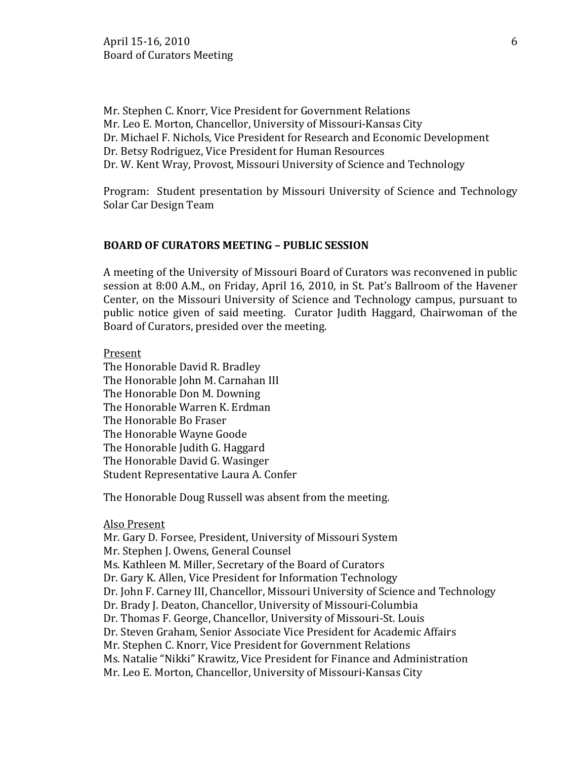Mr. Stephen C. Knorr, Vice President for Government Relations
Mr. Leo E. Morton, Chancellor, University of Missouri-Kansas City
Dr. Michael F. Nichols, Vice President for Research and Economic Development
Dr. Betsy Rodriguez, Vice President for Human Resources
Dr. W. Kent Wray, Provost, Missouri University of Science and Technology

Program: Student presentation by Missouri University of Science and Technology Solar Car Design Team

## BOARD OF CURATORS MEETING – PUBLIC SESSION

A meeting of the University of Missouri Board of Curators was reconvened in public session at 8:00 A.M., on Friday, April 16, 2010, in St. Pat's Ballroom of the Havener Center, on the Missouri University of Science and Technology campus, pursuant to public notice given of said meeting. Curator Judith Haggard, Chairwoman of the Board of Curators, presided over the meeting.

Present
The Honorable David R. Bradley
The Honorable John M. Carnahan III
The Honorable Don M. Downing
The Honorable Warren K. Erdman
The Honorable Bo Fraser
The Honorable Wayne Goode
The Honorable Judith G. Haggard
The Honorable David G. Wasinger
Student Representative Laura A. Confer

The Honorable Doug Russell was absent from the meeting.

Also Present
Mr. Gary D. Forsee, President, University of Missouri System
Mr. Stephen J. Owens, General Counsel
Ms. Kathleen M. Miller, Secretary of the Board of Curators
Dr. Gary K. Allen, Vice President for Information Technology
Dr. John F. Carney III, Chancellor, Missouri University of Science and Technology
Dr. Brady J. Deaton, Chancellor, University of Missouri-Columbia
Dr. Thomas F. George, Chancellor, University of Missouri-St. Louis
Dr. Steven Graham, Senior Associate Vice President for Academic Affairs
Mr. Stephen C. Knorr, Vice President for Government Relations
Ms. Natalie "Nikki" Krawitz, Vice President for Finance and Administration
Mr. Leo E. Morton, Chancellor, University of Missouri-Kansas City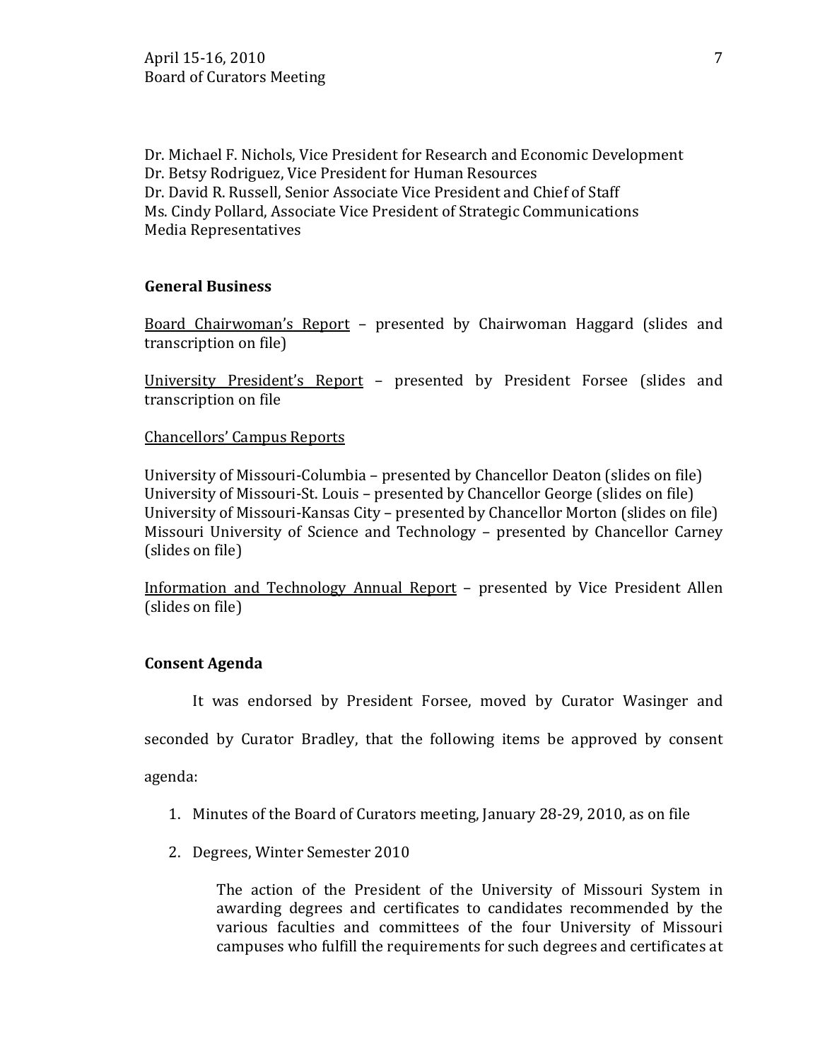Dr. Michael F. Nichols, Vice President for Research and Economic Development
Dr. Betsy Rodriguez, Vice President for Human Resources
Dr. David R. Russell, Senior Associate Vice President and Chief of Staff
Ms. Cindy Pollard, Associate Vice President of Strategic Communications
Media Representatives

**General Business**

Board Chairwoman's Report – presented by Chairwoman Haggard (slides and transcription on file)

University President's Report – presented by President Forsee (slides and transcription on file

Chancellors' Campus Reports

University of Missouri-Columbia – presented by Chancellor Deaton (slides on file)
University of Missouri-St. Louis – presented by Chancellor George (slides on file)
University of Missouri-Kansas City – presented by Chancellor Morton (slides on file)
Missouri University of Science and Technology – presented by Chancellor Carney (slides on file)

Information and Technology Annual Report – presented by Vice President Allen (slides on file)

**Consent Agenda**

It was endorsed by President Forsee, moved by Curator Wasinger and seconded by Curator Bradley, that the following items be approved by consent agenda:

1. Minutes of the Board of Curators meeting, January 28-29, 2010, as on file
2. Degrees, Winter Semester 2010

   The action of the President of the University of Missouri System in awarding degrees and certificates to candidates recommended by the various faculties and committees of the four University of Missouri campuses who fulfill the requirements for such degrees and certificates at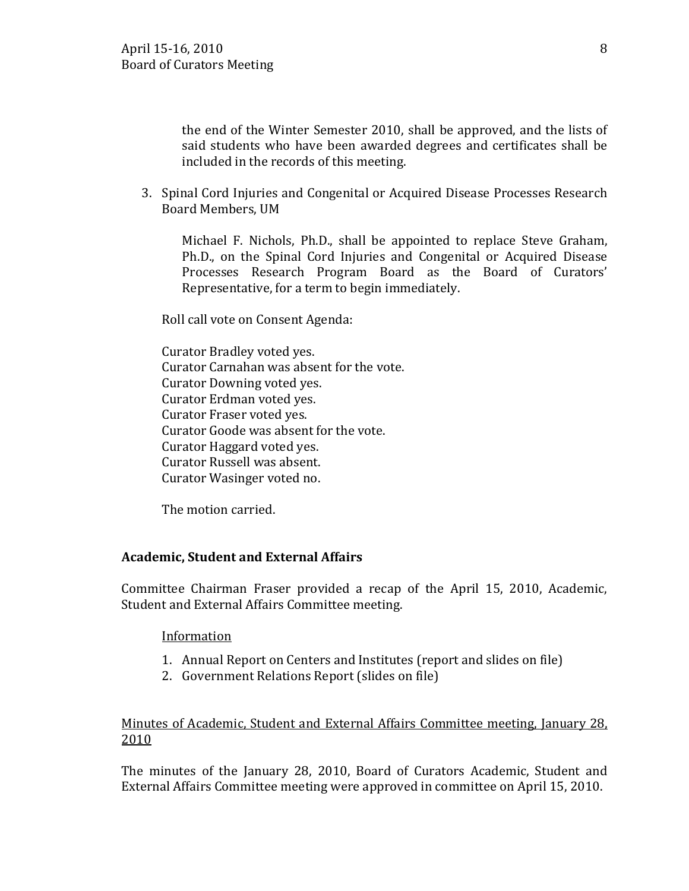the end of the Winter Semester 2010, shall be approved, and the lists of said students who have been awarded degrees and certificates shall be included in the records of this meeting.

3. Spinal Cord Injuries and Congenital or Acquired Disease Processes Research Board Members, UM

   Michael F. Nichols, Ph.D., shall be appointed to replace Steve Graham, Ph.D., on the Spinal Cord Injuries and Congenital or Acquired Disease Processes Research Program Board as the Board of Curators' Representative, for a term to begin immediately.

Roll call vote on Consent Agenda:

Curator Bradley voted yes.
Curator Carnahan was absent for the vote.
Curator Downing voted yes.
Curator Erdman voted yes.
Curator Fraser voted yes.
Curator Goode was absent for the vote.
Curator Haggard voted yes.
Curator Russell was absent.
Curator Wasinger voted no.

The motion carried.

**Academic, Student and External Affairs**

Committee Chairman Fraser provided a recap of the April 15, 2010, Academic, Student and External Affairs Committee meeting.

Information

1. Annual Report on Centers and Institutes (report and slides on file)
2. Government Relations Report (slides on file)

Minutes of Academic, Student and External Affairs Committee meeting, January 28, 2010

The minutes of the January 28, 2010, Board of Curators Academic, Student and External Affairs Committee meeting were approved in committee on April 15, 2010.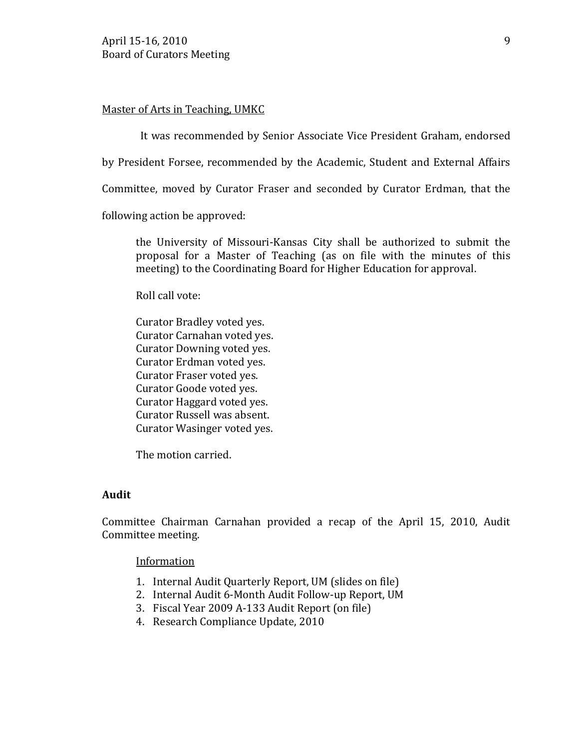Master of Arts in Teaching, UMKC

It was recommended by Senior Associate Vice President Graham, endorsed by President Forsee, recommended by the Academic, Student and External Affairs Committee, moved by Curator Fraser and seconded by Curator Erdman, that the following action be approved:

> the University of Missouri-Kansas City shall be authorized to submit the proposal for a Master of Teaching (as on file with the minutes of this meeting) to the Coordinating Board for Higher Education for approval.
>
> Roll call vote:
>
> Curator Bradley voted yes.
> Curator Carnahan voted yes.
> Curator Downing voted yes.
> Curator Erdman voted yes.
> Curator Fraser voted yes.
> Curator Goode voted yes.
> Curator Haggard voted yes.
> Curator Russell was absent.
> Curator Wasinger voted yes.
>
> The motion carried.

**Audit**

Committee Chairman Carnahan provided a recap of the April 15, 2010, Audit Committee meeting.

Information

1. Internal Audit Quarterly Report, UM (slides on file)
2. Internal Audit 6-Month Audit Follow-up Report, UM
3. Fiscal Year 2009 A-133 Audit Report (on file)
4. Research Compliance Update, 2010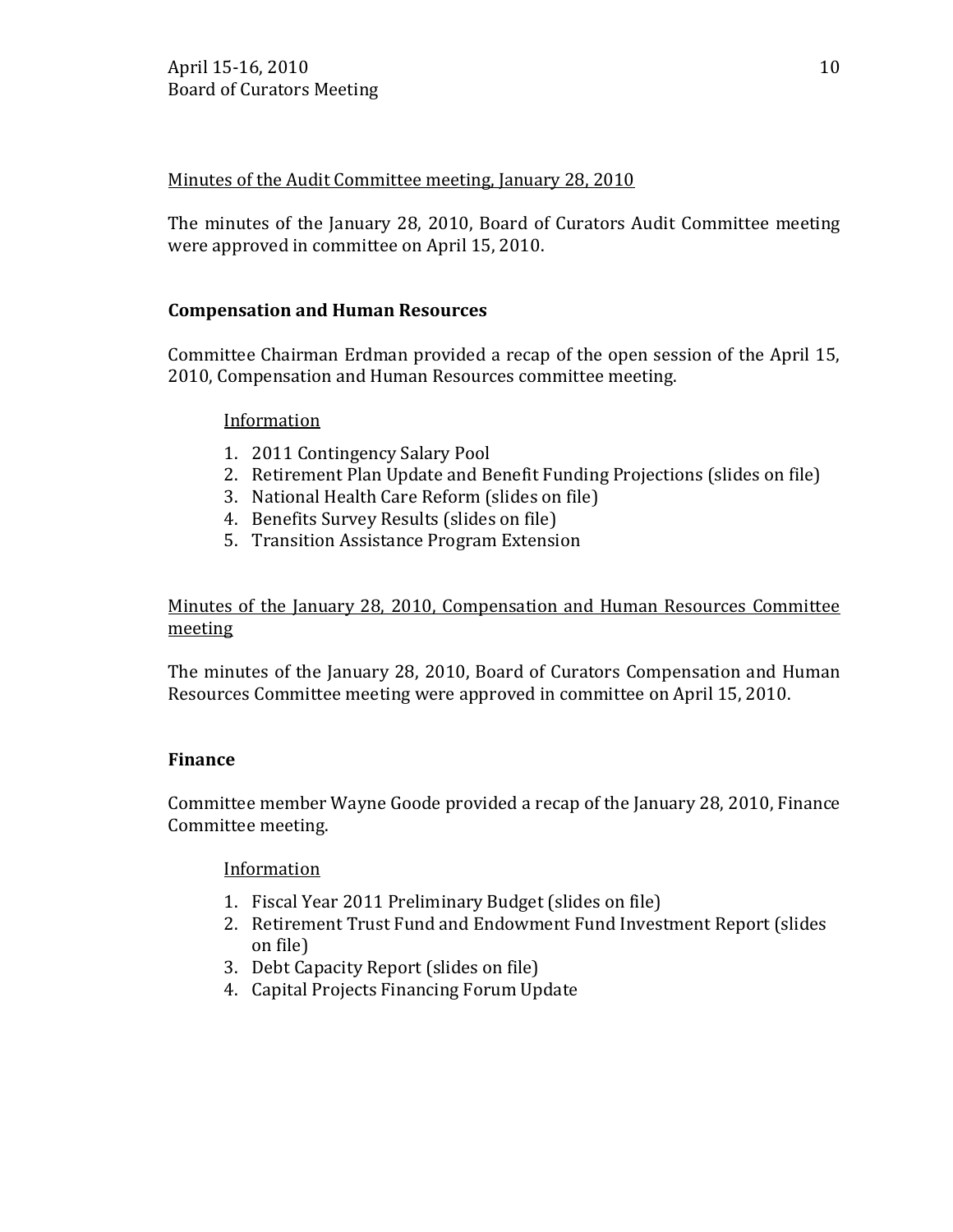Minutes of the Audit Committee meeting, January 28, 2010

The minutes of the January 28, 2010, Board of Curators Audit Committee meeting were approved in committee on April 15, 2010.

**Compensation and Human Resources**

Committee Chairman Erdman provided a recap of the open session of the April 15, 2010, Compensation and Human Resources committee meeting.

Information

1. 2011 Contingency Salary Pool
2. Retirement Plan Update and Benefit Funding Projections (slides on file)
3. National Health Care Reform (slides on file)
4. Benefits Survey Results (slides on file)
5. Transition Assistance Program Extension

Minutes of the January 28, 2010, Compensation and Human Resources Committee meeting

The minutes of the January 28, 2010, Board of Curators Compensation and Human Resources Committee meeting were approved in committee on April 15, 2010.

**Finance**

Committee member Wayne Goode provided a recap of the January 28, 2010, Finance Committee meeting.

Information

1. Fiscal Year 2011 Preliminary Budget (slides on file)
2. Retirement Trust Fund and Endowment Fund Investment Report (slides on file)
3. Debt Capacity Report (slides on file)
4. Capital Projects Financing Forum Update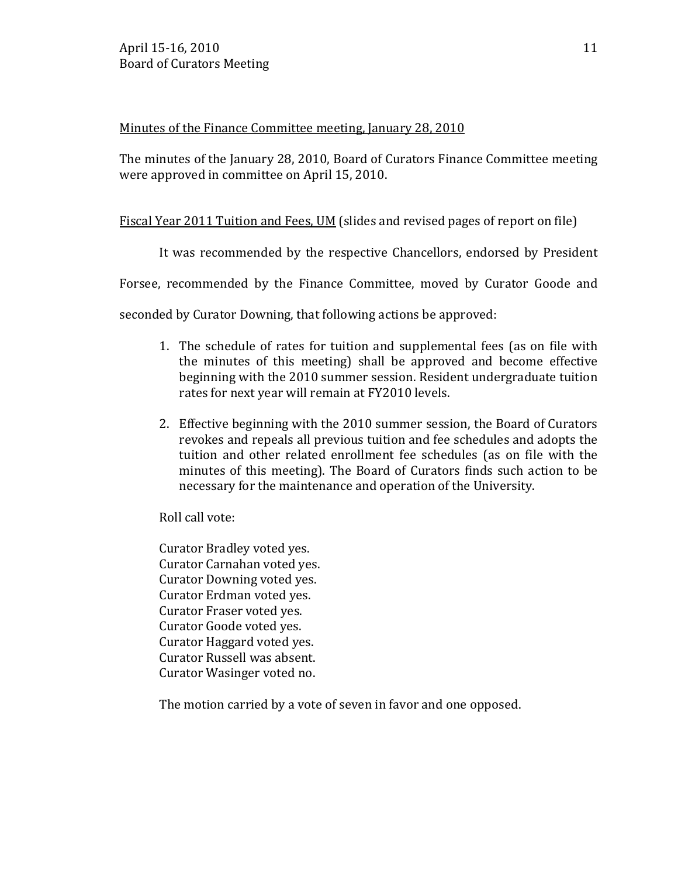Minutes of the Finance Committee meeting, January 28, 2010

The minutes of the January 28, 2010, Board of Curators Finance Committee meeting were approved in committee on April 15, 2010.

Fiscal Year 2011 Tuition and Fees, UM (slides and revised pages of report on file)

It was recommended by the respective Chancellors, endorsed by President Forsee, recommended by the Finance Committee, moved by Curator Goode and seconded by Curator Downing, that following actions be approved:

1. The schedule of rates for tuition and supplemental fees (as on file with the minutes of this meeting) shall be approved and become effective beginning with the 2010 summer session. Resident undergraduate tuition rates for next year will remain at FY2010 levels.

2. Effective beginning with the 2010 summer session, the Board of Curators revokes and repeals all previous tuition and fee schedules and adopts the tuition and other related enrollment fee schedules (as on file with the minutes of this meeting). The Board of Curators finds such action to be necessary for the maintenance and operation of the University.

Roll call vote:

Curator Bradley voted yes.
Curator Carnahan voted yes.
Curator Downing voted yes.
Curator Erdman voted yes.
Curator Fraser voted yes.
Curator Goode voted yes.
Curator Haggard voted yes.
Curator Russell was absent.
Curator Wasinger voted no.

The motion carried by a vote of seven in favor and one opposed.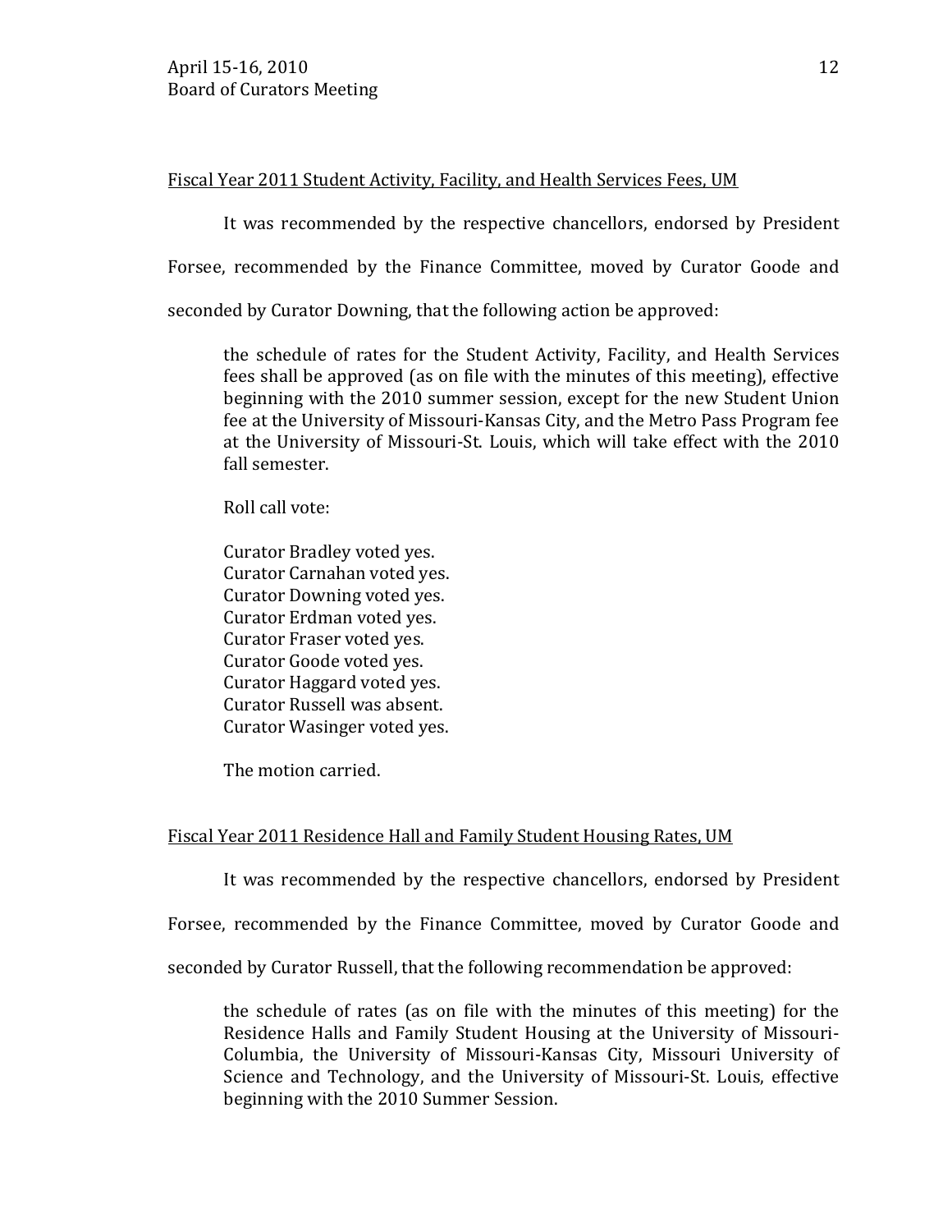Fiscal Year 2011 Student Activity, Facility, and Health Services Fees, UM

It was recommended by the respective chancellors, endorsed by President Forsee, recommended by the Finance Committee, moved by Curator Goode and seconded by Curator Downing, that the following action be approved:

> the schedule of rates for the Student Activity, Facility, and Health Services fees shall be approved (as on file with the minutes of this meeting), effective beginning with the 2010 summer session, except for the new Student Union fee at the University of Missouri-Kansas City, and the Metro Pass Program fee at the University of Missouri-St. Louis, which will take effect with the 2010 fall semester.
>
> Roll call vote:
>
> Curator Bradley voted yes.
> Curator Carnahan voted yes.
> Curator Downing voted yes.
> Curator Erdman voted yes.
> Curator Fraser voted yes.
> Curator Goode voted yes.
> Curator Haggard voted yes.
> Curator Russell was absent.
> Curator Wasinger voted yes.
>
> The motion carried.

Fiscal Year 2011 Residence Hall and Family Student Housing Rates, UM

It was recommended by the respective chancellors, endorsed by President Forsee, recommended by the Finance Committee, moved by Curator Goode and seconded by Curator Russell, that the following recommendation be approved:

> the schedule of rates (as on file with the minutes of this meeting) for the Residence Halls and Family Student Housing at the University of Missouri-Columbia, the University of Missouri-Kansas City, Missouri University of Science and Technology, and the University of Missouri-St. Louis, effective beginning with the 2010 Summer Session.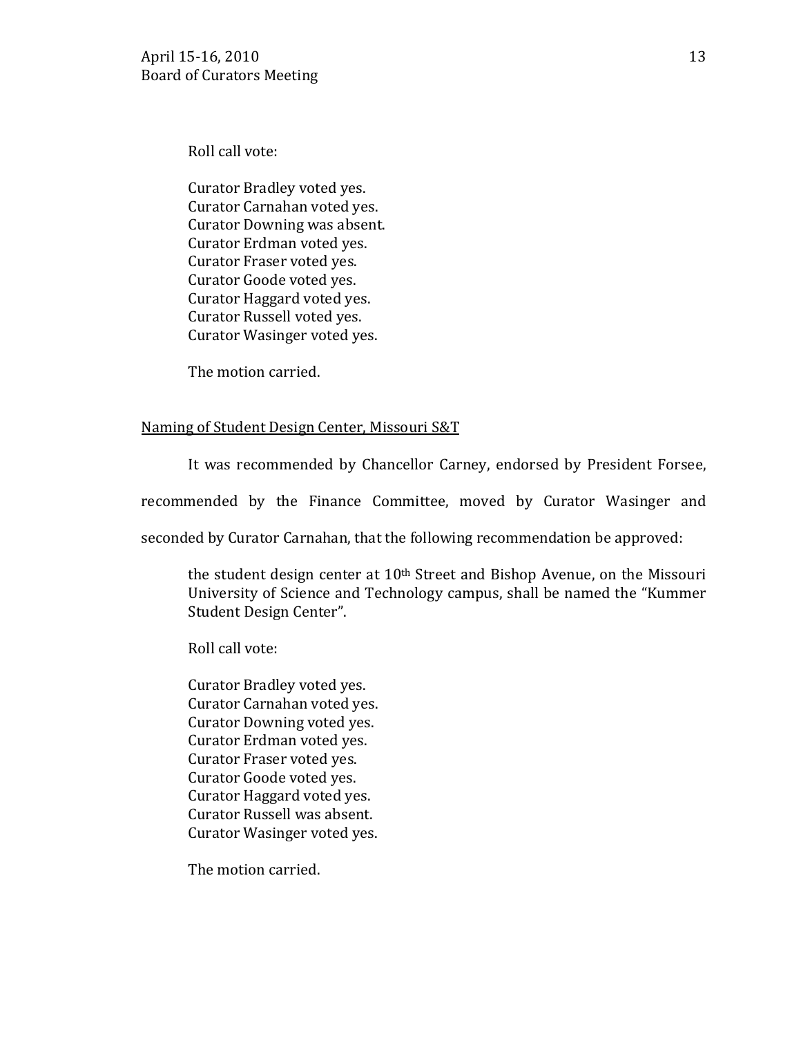Roll call vote:

Curator Bradley voted yes.
Curator Carnahan voted yes.
Curator Downing was absent.
Curator Erdman voted yes.
Curator Fraser voted yes.
Curator Goode voted yes.
Curator Haggard voted yes.
Curator Russell voted yes.
Curator Wasinger voted yes.

The motion carried.

<u>Naming of Student Design Center, Missouri S&T</u>

It was recommended by Chancellor Carney, endorsed by President Forsee, recommended by the Finance Committee, moved by Curator Wasinger and seconded by Curator Carnahan, that the following recommendation be approved:

> the student design center at 10th Street and Bishop Avenue, on the Missouri University of Science and Technology campus, shall be named the "Kummer Student Design Center".

Roll call vote:

Curator Bradley voted yes.
Curator Carnahan voted yes.
Curator Downing voted yes.
Curator Erdman voted yes.
Curator Fraser voted yes.
Curator Goode voted yes.
Curator Haggard voted yes.
Curator Russell was absent.
Curator Wasinger voted yes.

The motion carried.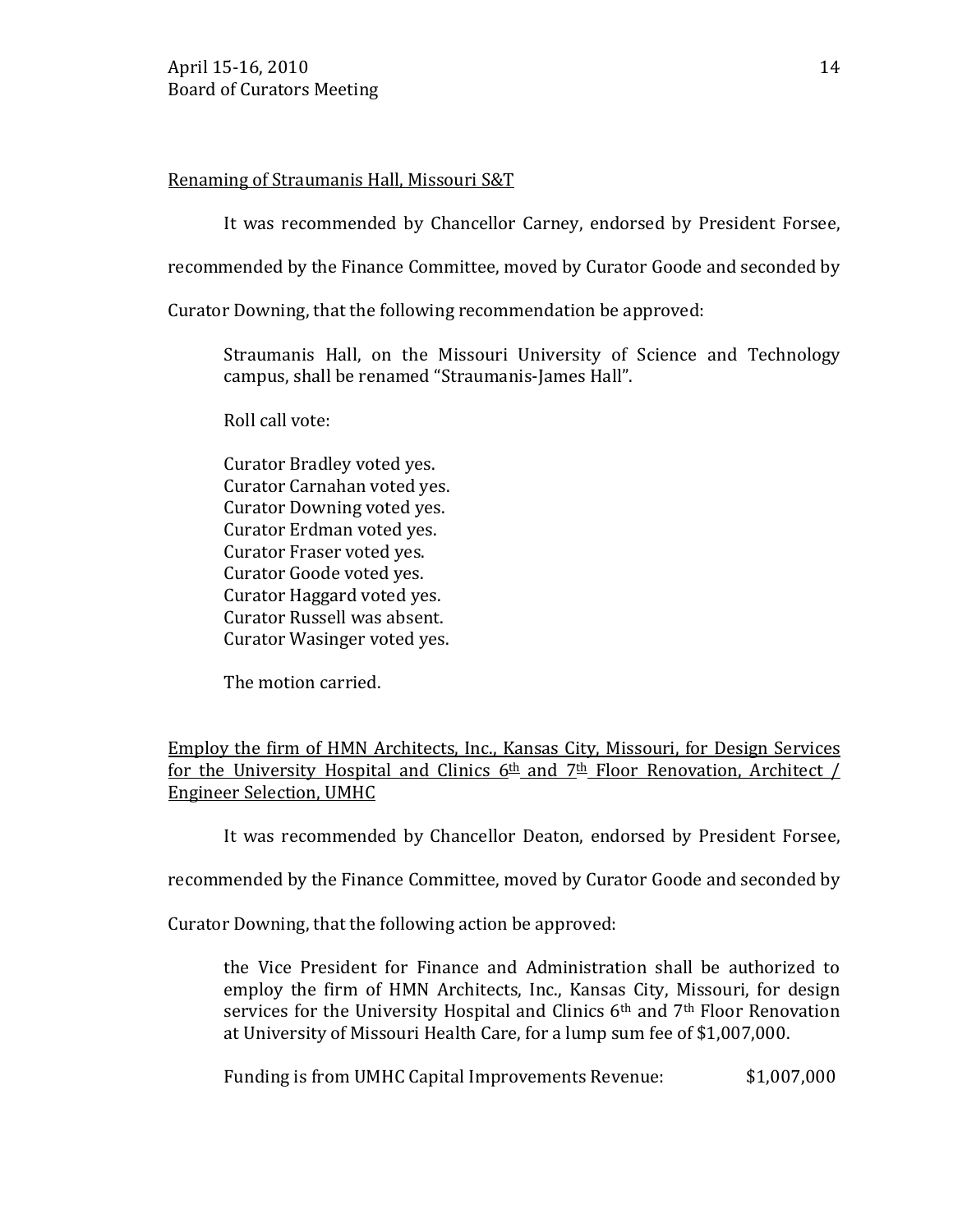Renaming of Straumanis Hall, Missouri S&T

It was recommended by Chancellor Carney, endorsed by President Forsee, recommended by the Finance Committee, moved by Curator Goode and seconded by Curator Downing, that the following recommendation be approved:

> Straumanis Hall, on the Missouri University of Science and Technology campus, shall be renamed "Straumanis-James Hall".
>
> Roll call vote:
>
> Curator Bradley voted yes.
> Curator Carnahan voted yes.
> Curator Downing voted yes.
> Curator Erdman voted yes.
> Curator Fraser voted yes.
> Curator Goode voted yes.
> Curator Haggard voted yes.
> Curator Russell was absent.
> Curator Wasinger voted yes.
>
> The motion carried.

Employ the firm of HMN Architects, Inc., Kansas City, Missouri, for Design Services for the University Hospital and Clinics 6th and 7th Floor Renovation, Architect / Engineer Selection, UMHC

It was recommended by Chancellor Deaton, endorsed by President Forsee, recommended by the Finance Committee, moved by Curator Goode and seconded by Curator Downing, that the following action be approved:

> the Vice President for Finance and Administration shall be authorized to employ the firm of HMN Architects, Inc., Kansas City, Missouri, for design services for the University Hospital and Clinics 6th and 7th Floor Renovation at University of Missouri Health Care, for a lump sum fee of $1,007,000.
>
> Funding is from UMHC Capital Improvements Revenue: $1,007,000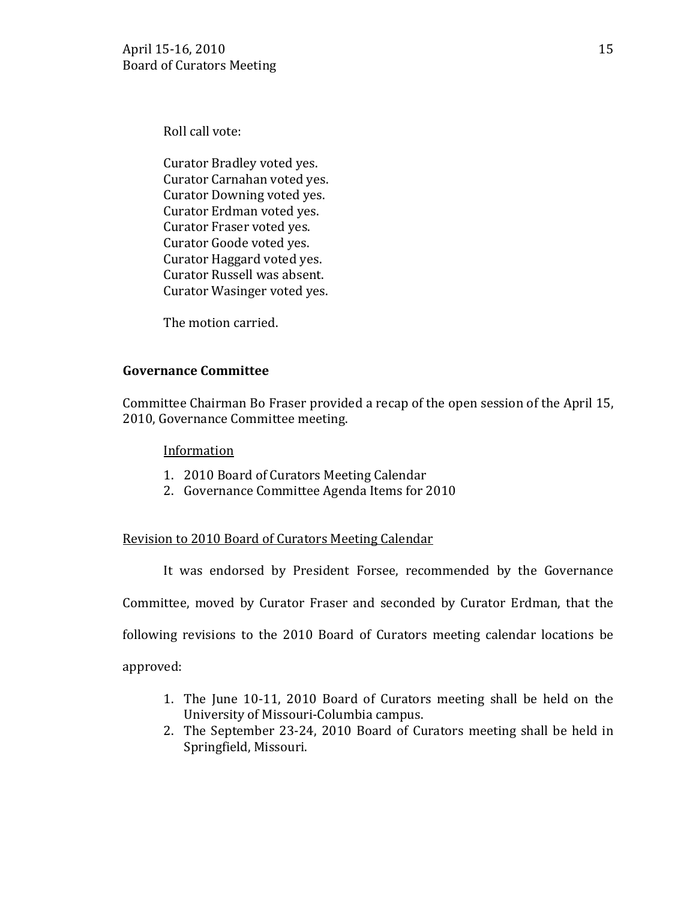Roll call vote:

Curator Bradley voted yes.
Curator Carnahan voted yes.
Curator Downing voted yes.
Curator Erdman voted yes.
Curator Fraser voted yes.
Curator Goode voted yes.
Curator Haggard voted yes.
Curator Russell was absent.
Curator Wasinger voted yes.

The motion carried.

**Governance Committee**

Committee Chairman Bo Fraser provided a recap of the open session of the April 15, 2010, Governance Committee meeting.

Information

1. 2010 Board of Curators Meeting Calendar
2. Governance Committee Agenda Items for 2010

Revision to 2010 Board of Curators Meeting Calendar

It was endorsed by President Forsee, recommended by the Governance Committee, moved by Curator Fraser and seconded by Curator Erdman, that the following revisions to the 2010 Board of Curators meeting calendar locations be approved:

1. The June 10-11, 2010 Board of Curators meeting shall be held on the University of Missouri-Columbia campus.
2. The September 23-24, 2010 Board of Curators meeting shall be held in Springfield, Missouri.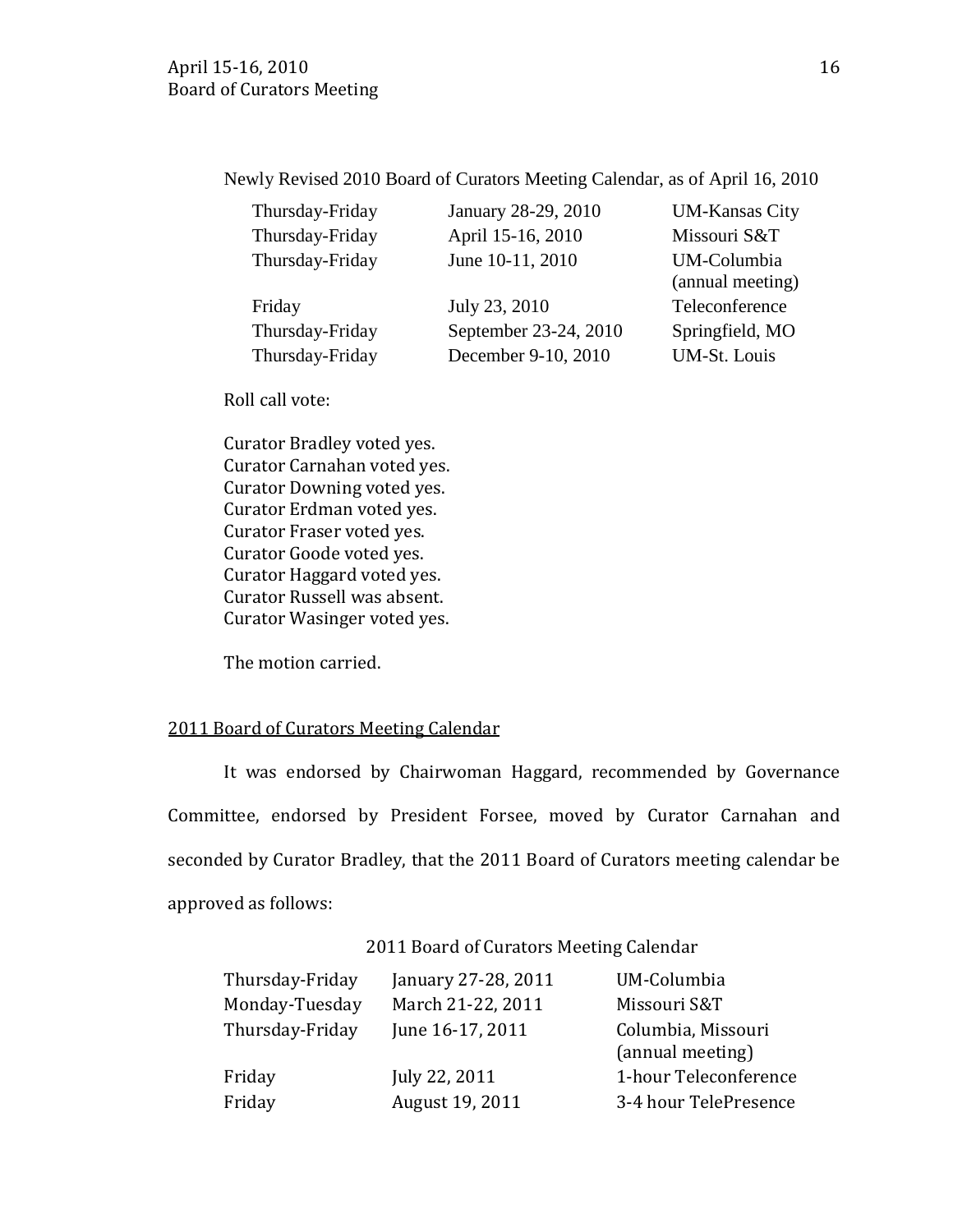Newly Revised 2010 Board of Curators Meeting Calendar, as of April 16, 2010

| | | |
|---|---|---|
| Thursday-Friday | January 28-29, 2010 | UM-Kansas City |
| Thursday-Friday | April 15-16, 2010 | Missouri S&T |
| Thursday-Friday | June 10-11, 2010 | UM-Columbia (annual meeting) |
| Friday | July 23, 2010 | Teleconference |
| Thursday-Friday | September 23-24, 2010 | Springfield, MO |
| Thursday-Friday | December 9-10, 2010 | UM-St. Louis |

Roll call vote:

Curator Bradley voted yes.
Curator Carnahan voted yes.
Curator Downing voted yes.
Curator Erdman voted yes.
Curator Fraser voted yes.
Curator Goode voted yes.
Curator Haggard voted yes.
Curator Russell was absent.
Curator Wasinger voted yes.

The motion carried.

## 2011 Board of Curators Meeting Calendar

It was endorsed by Chairwoman Haggard, recommended by Governance Committee, endorsed by President Forsee, moved by Curator Carnahan and seconded by Curator Bradley, that the 2011 Board of Curators meeting calendar be approved as follows:

2011 Board of Curators Meeting Calendar

| | | |
|---|---|---|
| Thursday-Friday | January 27-28, 2011 | UM-Columbia |
| Monday-Tuesday | March 21-22, 2011 | Missouri S&T |
| Thursday-Friday | June 16-17, 2011 | Columbia, Missouri (annual meeting) |
| Friday | July 22, 2011 | 1-hour Teleconference |
| Friday | August 19, 2011 | 3-4 hour TelePresence |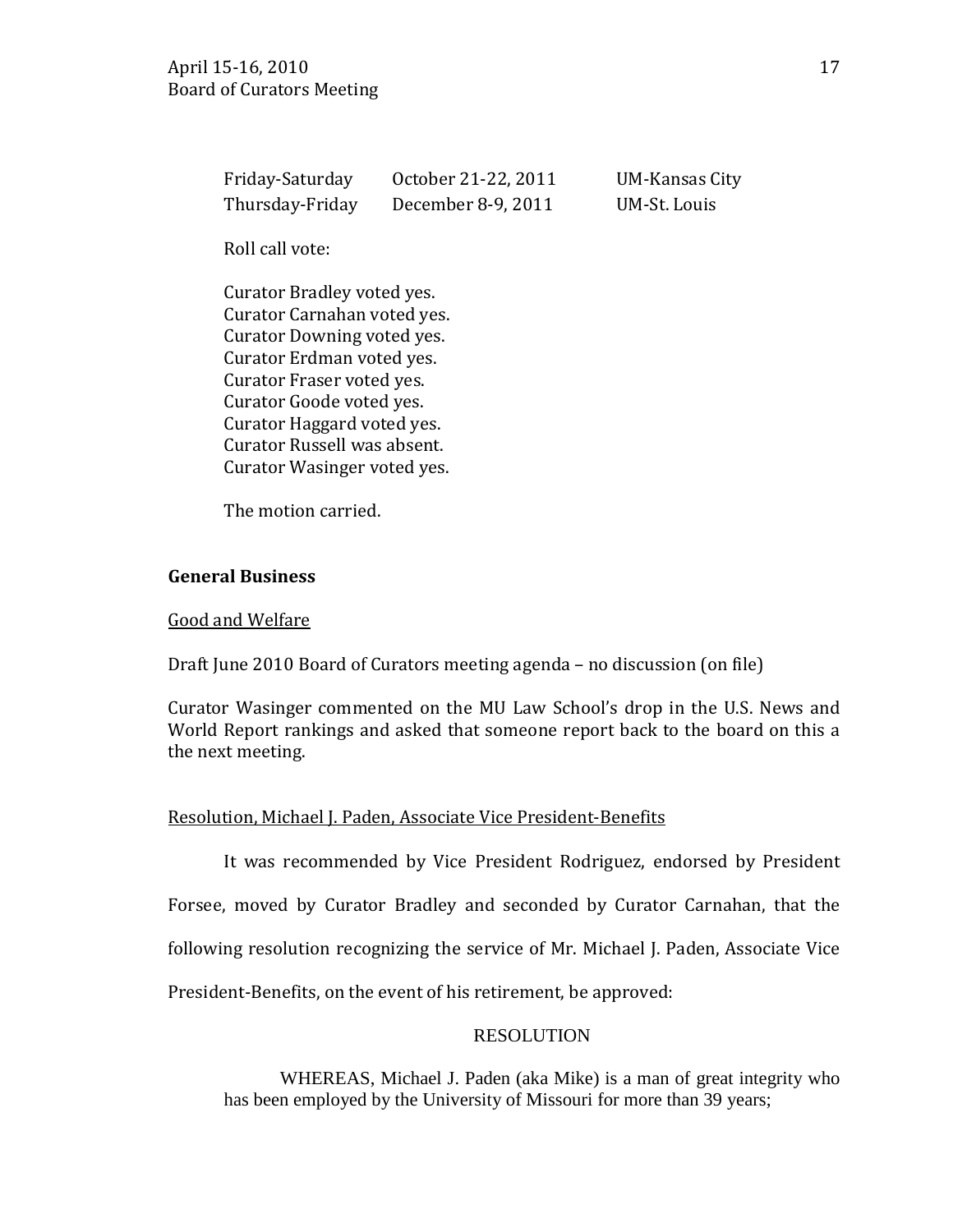| | | |
|---|---|---|
| Friday-Saturday | October 21-22, 2011 | UM-Kansas City |
| Thursday-Friday | December 8-9, 2011 | UM-St. Louis |

Roll call vote:

Curator Bradley voted yes.
Curator Carnahan voted yes.
Curator Downing voted yes.
Curator Erdman voted yes.
Curator Fraser voted yes.
Curator Goode voted yes.
Curator Haggard voted yes.
Curator Russell was absent.
Curator Wasinger voted yes.

The motion carried.

**General Business**

Good and Welfare

Draft June 2010 Board of Curators meeting agenda – no discussion (on file)

Curator Wasinger commented on the MU Law School's drop in the U.S. News and World Report rankings and asked that someone report back to the board on this a the next meeting.

Resolution, Michael J. Paden, Associate Vice President-Benefits

It was recommended by Vice President Rodriguez, endorsed by President Forsee, moved by Curator Bradley and seconded by Curator Carnahan, that the following resolution recognizing the service of Mr. Michael J. Paden, Associate Vice President-Benefits, on the event of his retirement, be approved:

RESOLUTION

WHEREAS, Michael J. Paden (aka Mike) is a man of great integrity who has been employed by the University of Missouri for more than 39 years;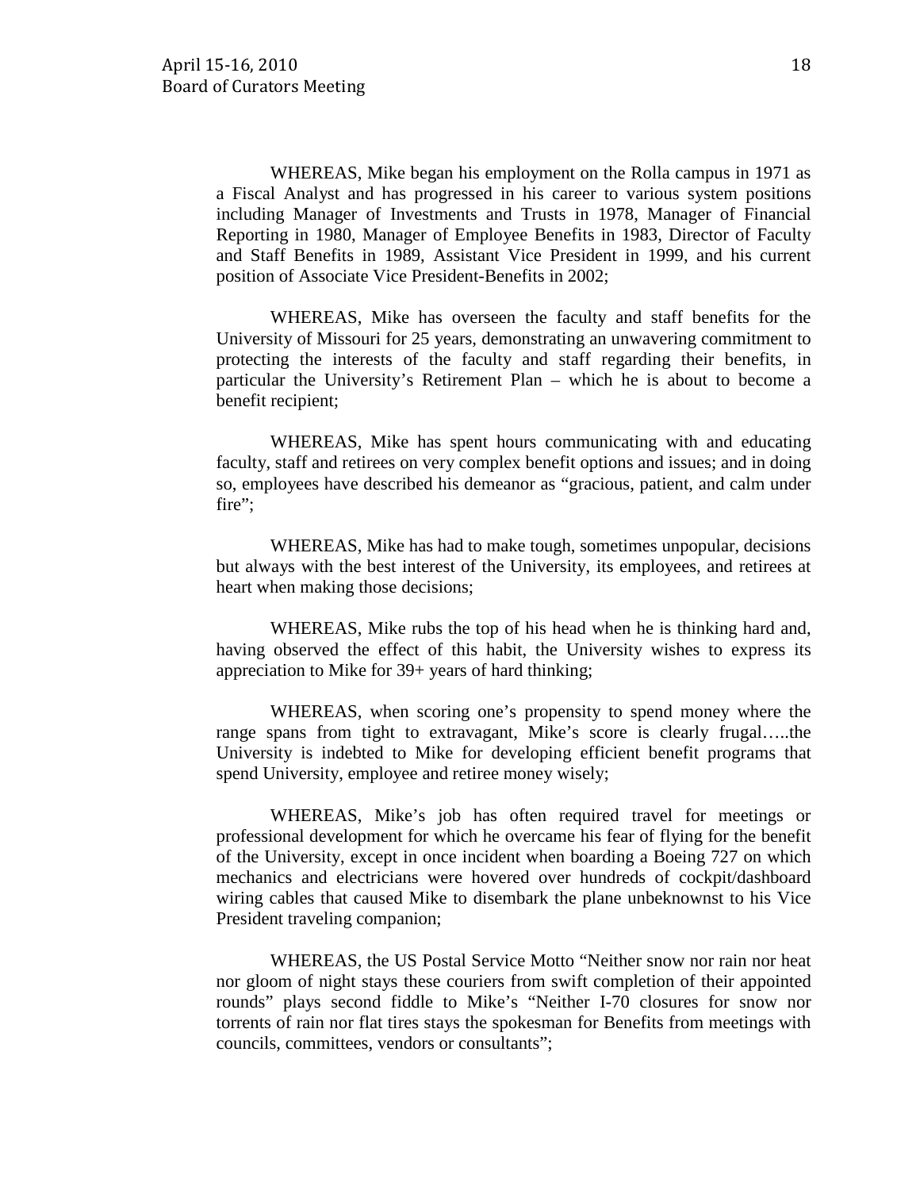WHEREAS, Mike began his employment on the Rolla campus in 1971 as a Fiscal Analyst and has progressed in his career to various system positions including Manager of Investments and Trusts in 1978, Manager of Financial Reporting in 1980, Manager of Employee Benefits in 1983, Director of Faculty and Staff Benefits in 1989, Assistant Vice President in 1999, and his current position of Associate Vice President-Benefits in 2002;

WHEREAS, Mike has overseen the faculty and staff benefits for the University of Missouri for 25 years, demonstrating an unwavering commitment to protecting the interests of the faculty and staff regarding their benefits, in particular the University's Retirement Plan – which he is about to become a benefit recipient;

WHEREAS, Mike has spent hours communicating with and educating faculty, staff and retirees on very complex benefit options and issues; and in doing so, employees have described his demeanor as "gracious, patient, and calm under fire";

WHEREAS, Mike has had to make tough, sometimes unpopular, decisions but always with the best interest of the University, its employees, and retirees at heart when making those decisions;

WHEREAS, Mike rubs the top of his head when he is thinking hard and, having observed the effect of this habit, the University wishes to express its appreciation to Mike for 39+ years of hard thinking;

WHEREAS, when scoring one's propensity to spend money where the range spans from tight to extravagant, Mike's score is clearly frugal…..the University is indebted to Mike for developing efficient benefit programs that spend University, employee and retiree money wisely;

WHEREAS, Mike's job has often required travel for meetings or professional development for which he overcame his fear of flying for the benefit of the University, except in once incident when boarding a Boeing 727 on which mechanics and electricians were hovered over hundreds of cockpit/dashboard wiring cables that caused Mike to disembark the plane unbeknownst to his Vice President traveling companion;

WHEREAS, the US Postal Service Motto "Neither snow nor rain nor heat nor gloom of night stays these couriers from swift completion of their appointed rounds" plays second fiddle to Mike's "Neither I-70 closures for snow nor torrents of rain nor flat tires stays the spokesman for Benefits from meetings with councils, committees, vendors or consultants";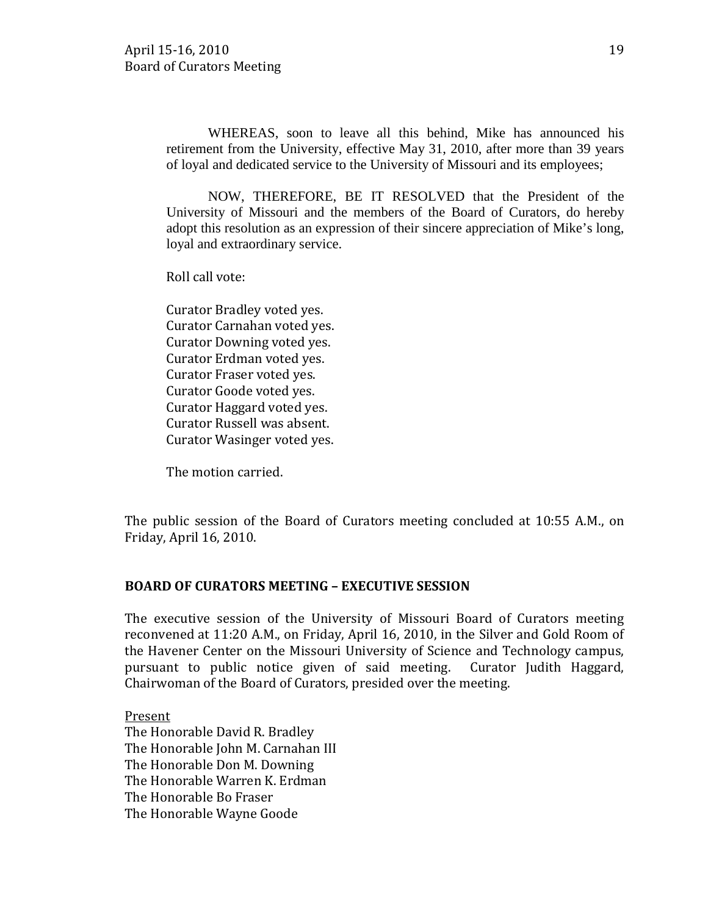WHEREAS, soon to leave all this behind, Mike has announced his retirement from the University, effective May 31, 2010, after more than 39 years of loyal and dedicated service to the University of Missouri and its employees;

NOW, THEREFORE, BE IT RESOLVED that the President of the University of Missouri and the members of the Board of Curators, do hereby adopt this resolution as an expression of their sincere appreciation of Mike's long, loyal and extraordinary service.

Roll call vote:

Curator Bradley voted yes.
Curator Carnahan voted yes.
Curator Downing voted yes.
Curator Erdman voted yes.
Curator Fraser voted yes.
Curator Goode voted yes.
Curator Haggard voted yes.
Curator Russell was absent.
Curator Wasinger voted yes.

The motion carried.

The public session of the Board of Curators meeting concluded at 10:55 A.M., on Friday, April 16, 2010.

**BOARD OF CURATORS MEETING – EXECUTIVE SESSION**

The executive session of the University of Missouri Board of Curators meeting reconvened at 11:20 A.M., on Friday, April 16, 2010, in the Silver and Gold Room of the Havener Center on the Missouri University of Science and Technology campus, pursuant to public notice given of said meeting. Curator Judith Haggard, Chairwoman of the Board of Curators, presided over the meeting.

<u>Present</u>
The Honorable David R. Bradley
The Honorable John M. Carnahan III
The Honorable Don M. Downing
The Honorable Warren K. Erdman
The Honorable Bo Fraser
The Honorable Wayne Goode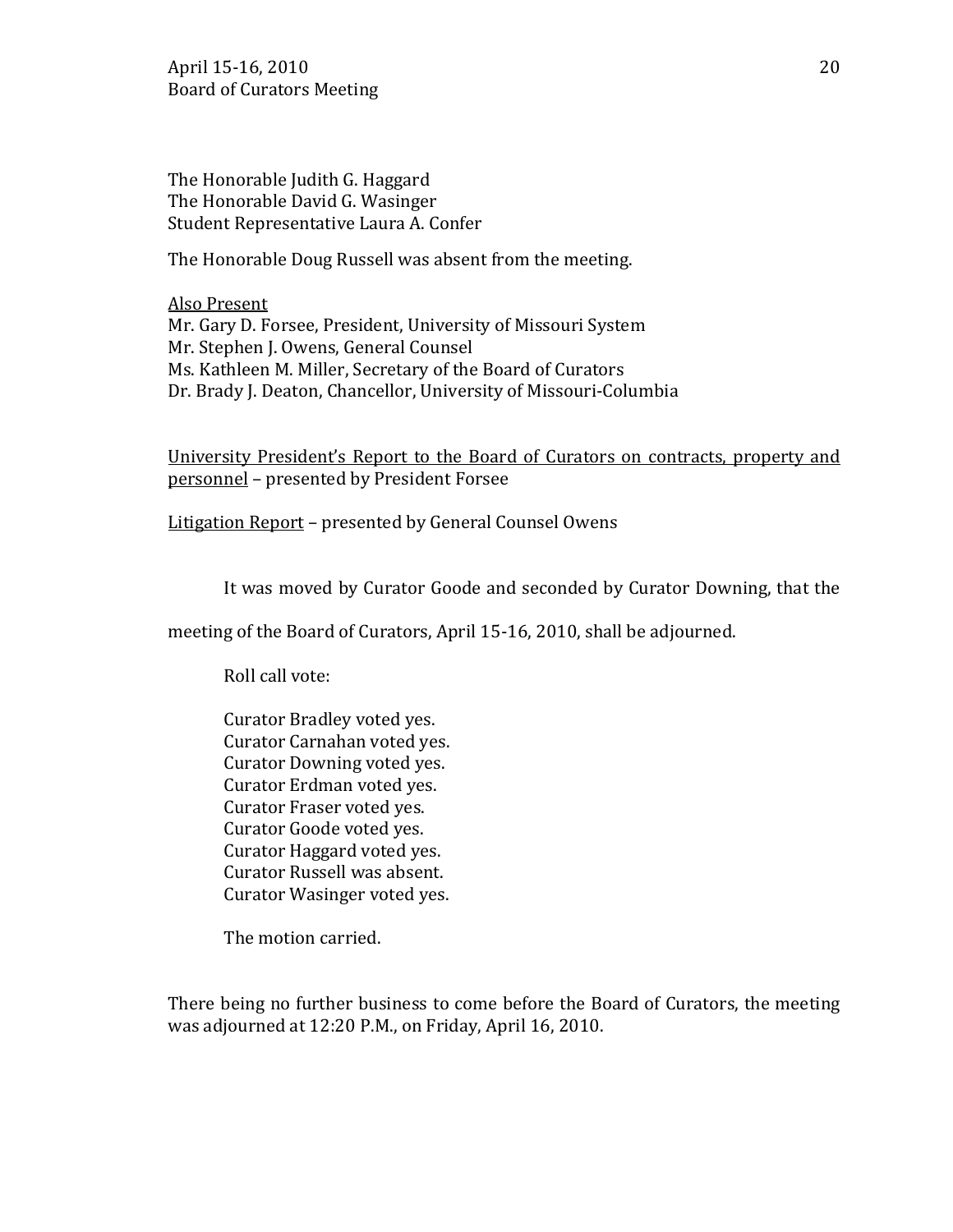The Honorable Judith G. Haggard
The Honorable David G. Wasinger
Student Representative Laura A. Confer

The Honorable Doug Russell was absent from the meeting.

Also Present
Mr. Gary D. Forsee, President, University of Missouri System
Mr. Stephen J. Owens, General Counsel
Ms. Kathleen M. Miller, Secretary of the Board of Curators
Dr. Brady J. Deaton, Chancellor, University of Missouri-Columbia

University President's Report to the Board of Curators on contracts, property and personnel – presented by President Forsee

Litigation Report – presented by General Counsel Owens

It was moved by Curator Goode and seconded by Curator Downing, that the meeting of the Board of Curators, April 15-16, 2010, shall be adjourned.

Roll call vote:

Curator Bradley voted yes.
Curator Carnahan voted yes.
Curator Downing voted yes.
Curator Erdman voted yes.
Curator Fraser voted yes.
Curator Goode voted yes.
Curator Haggard voted yes.
Curator Russell was absent.
Curator Wasinger voted yes.

The motion carried.

There being no further business to come before the Board of Curators, the meeting was adjourned at 12:20 P.M., on Friday, April 16, 2010.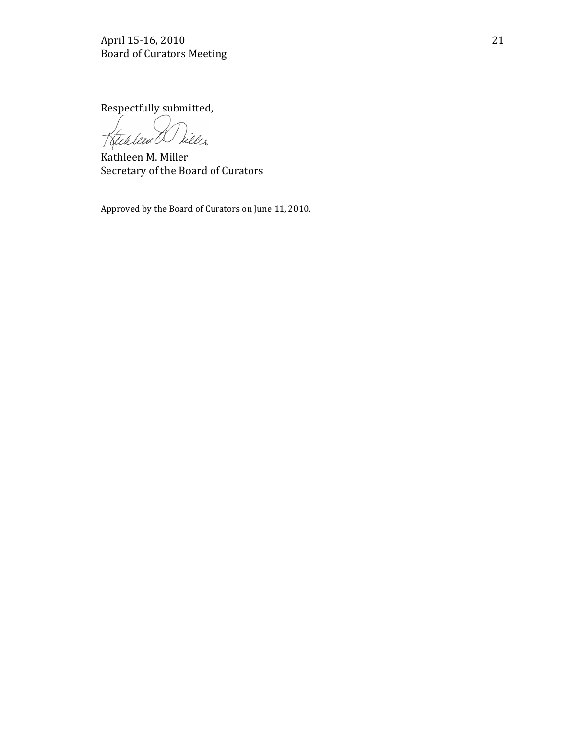Respectfully submitted,

Kathleen M. Miller
Secretary of the Board of Curators

Approved by the Board of Curators on June 11, 2010.